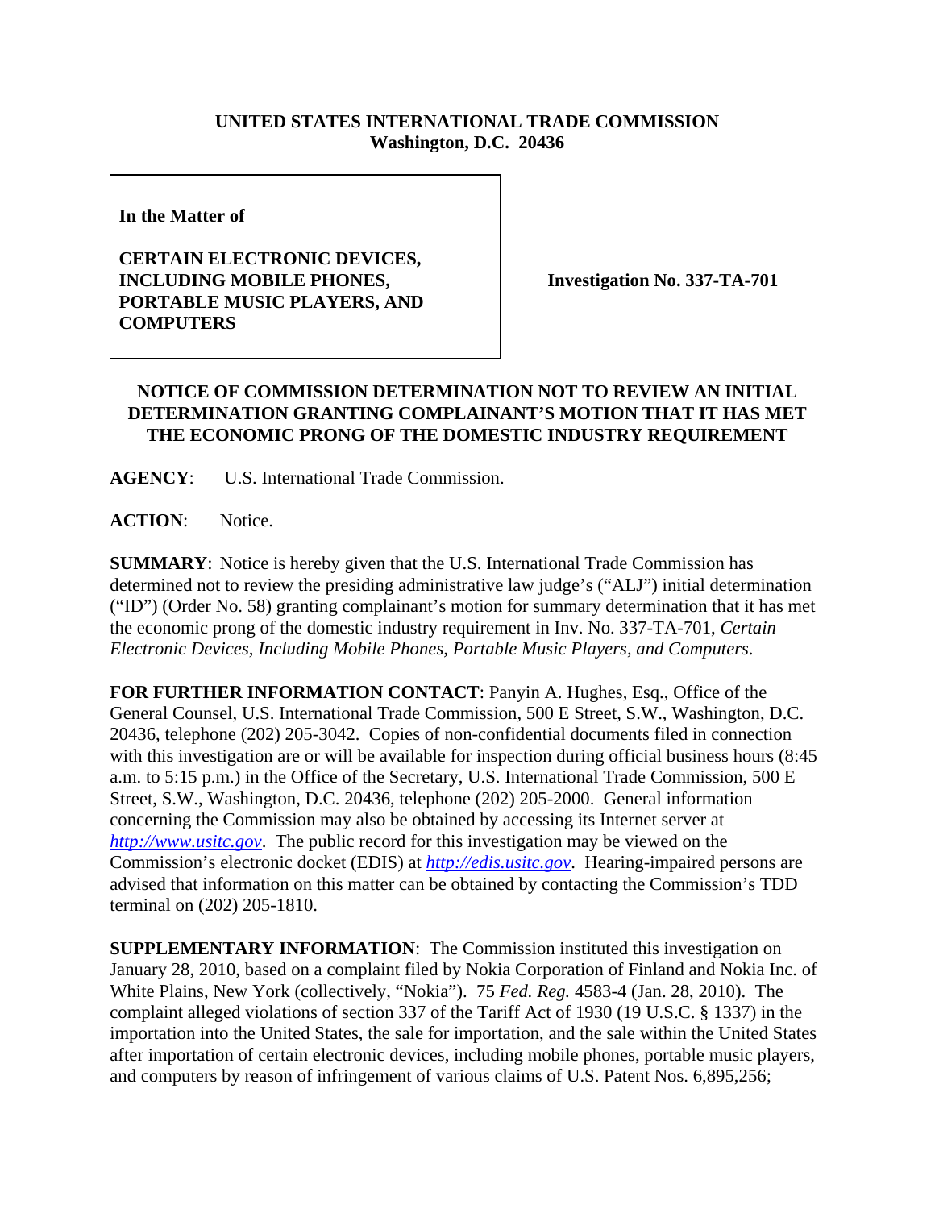**UNITED STATES INTERNATIONAL TRADE COMMISSION**
**Washington, D.C. 20436**

| **In the Matter of**<br><br>**CERTAIN ELECTRONIC DEVICES, INCLUDING MOBILE PHONES, PORTABLE MUSIC PLAYERS, AND COMPUTERS** | **Investigation No. 337-TA-701** |
|---|---|

## NOTICE OF COMMISSION DETERMINATION NOT TO REVIEW AN INITIAL DETERMINATION GRANTING COMPLAINANT'S MOTION THAT IT HAS MET THE ECONOMIC PRONG OF THE DOMESTIC INDUSTRY REQUIREMENT

**AGENCY**: U.S. International Trade Commission.

**ACTION**: Notice.

**SUMMARY**: Notice is hereby given that the U.S. International Trade Commission has determined not to review the presiding administrative law judge's ("ALJ") initial determination ("ID") (Order No. 58) granting complainant's motion for summary determination that it has met the economic prong of the domestic industry requirement in Inv. No. 337-TA-701, *Certain Electronic Devices, Including Mobile Phones, Portable Music Players, and Computers*.

**FOR FURTHER INFORMATION CONTACT**: Panyin A. Hughes, Esq., Office of the General Counsel, U.S. International Trade Commission, 500 E Street, S.W., Washington, D.C. 20436, telephone (202) 205-3042. Copies of non-confidential documents filed in connection with this investigation are or will be available for inspection during official business hours (8:45 a.m. to 5:15 p.m.) in the Office of the Secretary, U.S. International Trade Commission, 500 E Street, S.W., Washington, D.C. 20436, telephone (202) 205-2000. General information concerning the Commission may also be obtained by accessing its Internet server at *http://www.usitc.gov*. The public record for this investigation may be viewed on the Commission's electronic docket (EDIS) at *http://edis.usitc.gov*. Hearing-impaired persons are advised that information on this matter can be obtained by contacting the Commission's TDD terminal on (202) 205-1810.

**SUPPLEMENTARY INFORMATION**: The Commission instituted this investigation on January 28, 2010, based on a complaint filed by Nokia Corporation of Finland and Nokia Inc. of White Plains, New York (collectively, "Nokia"). 75 *Fed. Reg.* 4583-4 (Jan. 28, 2010). The complaint alleged violations of section 337 of the Tariff Act of 1930 (19 U.S.C. § 1337) in the importation into the United States, the sale for importation, and the sale within the United States after importation of certain electronic devices, including mobile phones, portable music players, and computers by reason of infringement of various claims of U.S. Patent Nos. 6,895,256;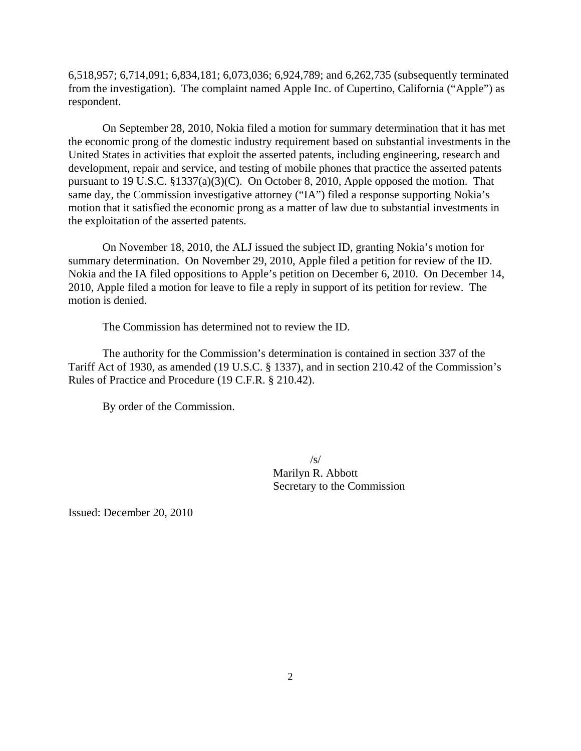6,518,957; 6,714,091; 6,834,181; 6,073,036; 6,924,789; and 6,262,735 (subsequently terminated from the investigation). The complaint named Apple Inc. of Cupertino, California ("Apple") as respondent.

On September 28, 2010, Nokia filed a motion for summary determination that it has met the economic prong of the domestic industry requirement based on substantial investments in the United States in activities that exploit the asserted patents, including engineering, research and development, repair and service, and testing of mobile phones that practice the asserted patents pursuant to 19 U.S.C. §1337(a)(3)(C). On October 8, 2010, Apple opposed the motion. That same day, the Commission investigative attorney ("IA") filed a response supporting Nokia's motion that it satisfied the economic prong as a matter of law due to substantial investments in the exploitation of the asserted patents.

On November 18, 2010, the ALJ issued the subject ID, granting Nokia's motion for summary determination. On November 29, 2010, Apple filed a petition for review of the ID. Nokia and the IA filed oppositions to Apple's petition on December 6, 2010. On December 14, 2010, Apple filed a motion for leave to file a reply in support of its petition for review. The motion is denied.

The Commission has determined not to review the ID.

The authority for the Commission's determination is contained in section 337 of the Tariff Act of 1930, as amended (19 U.S.C. § 1337), and in section 210.42 of the Commission's Rules of Practice and Procedure (19 C.F.R. § 210.42).

By order of the Commission.

/s/
Marilyn R. Abbott
Secretary to the Commission

Issued: December 20, 2010